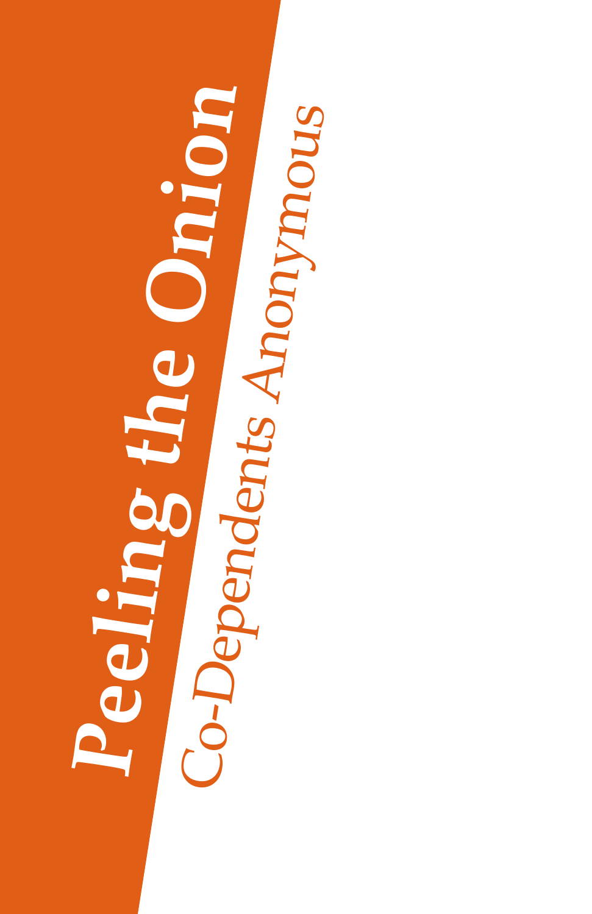# Peeling the Onion

## Co-Dependents Anonymous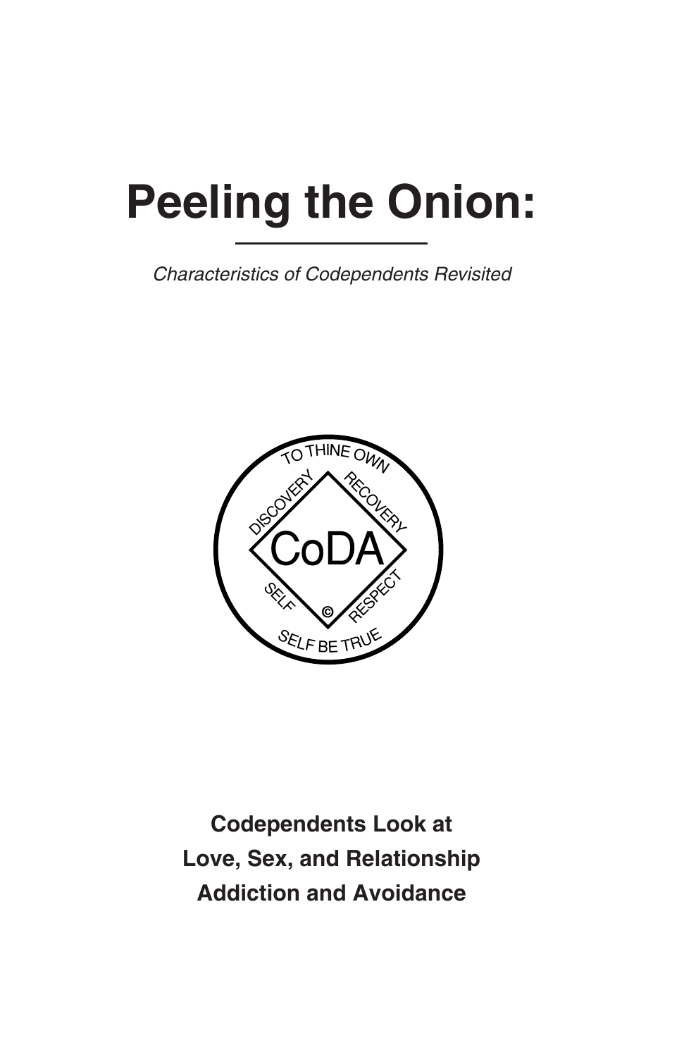# Peeling the Onion:

*Characteristics of Codependents Revisited*

TO THINE OWN SELF BE TRUE

DISCOVERY RECOVERY

CoDA

SELF RESPECT

©

**Codependents Look at**
**Love, Sex, and Relationship**
**Addiction and Avoidance**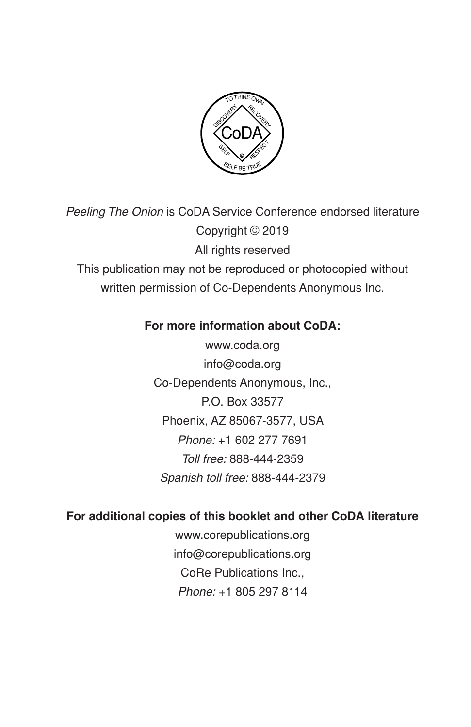*Peeling The Onion* is CoDA Service Conference endorsed literature

Copyright © 2019

All rights reserved

This publication may not be reproduced or photocopied without written permission of Co-Dependents Anonymous Inc.

**For more information about CoDA:**

www.coda.org

info@coda.org

Co-Dependents Anonymous, Inc.,

P.O. Box 33577

Phoenix, AZ 85067-3577, USA

*Phone:* +1 602 277 7691

*Toll free:* 888-444-2359

*Spanish toll free:* 888-444-2379

**For additional copies of this booklet and other CoDA literature**

www.corepublications.org

info@corepublications.org

CoRe Publications Inc.,

*Phone:* +1 805 297 8114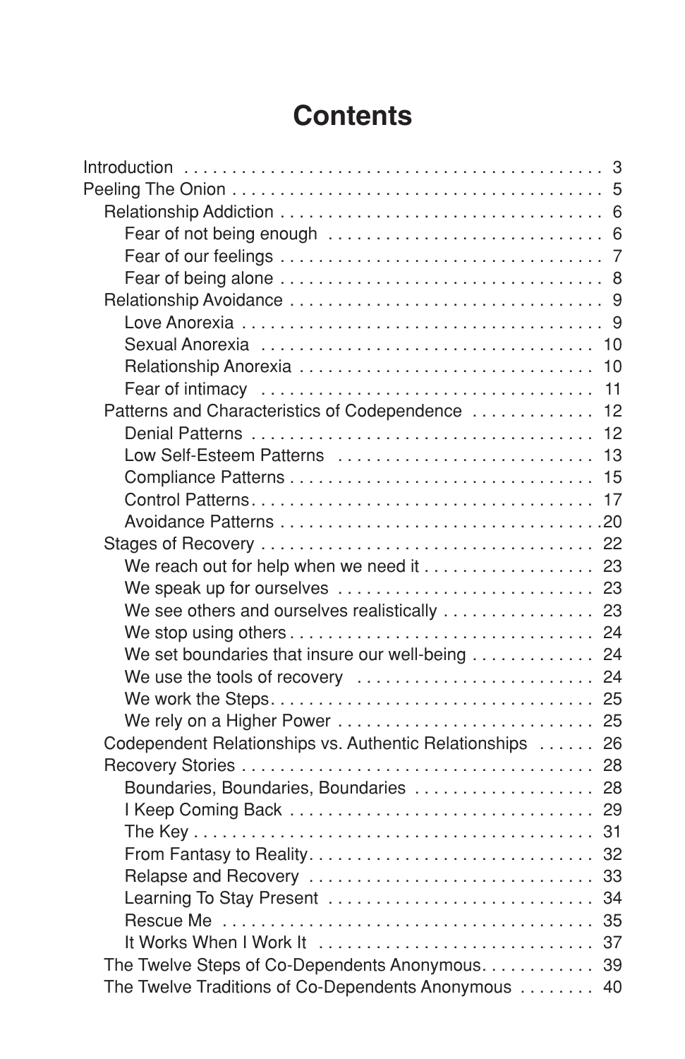# Contents

- Introduction ... 3
- Peeling The Onion ... 5
  - Relationship Addiction ... 6
    - Fear of not being enough ... 6
    - Fear of our feelings ... 7
    - Fear of being alone ... 8
  - Relationship Avoidance ... 9
    - Love Anorexia ... 9
    - Sexual Anorexia ... 10
    - Relationship Anorexia ... 10
    - Fear of intimacy ... 11
  - Patterns and Characteristics of Codependence ... 12
    - Denial Patterns ... 12
    - Low Self-Esteem Patterns ... 13
    - Compliance Patterns ... 15
    - Control Patterns ... 17
    - Avoidance Patterns ... 20
  - Stages of Recovery ... 22
    - We reach out for help when we need it ... 23
    - We speak up for ourselves ... 23
    - We see others and ourselves realistically ... 23
    - We stop using others ... 24
    - We set boundaries that insure our well-being ... 24
    - We use the tools of recovery ... 24
    - We work the Steps ... 25
    - We rely on a Higher Power ... 25
  - Codependent Relationships vs. Authentic Relationships ... 26
  - Recovery Stories ... 28
    - Boundaries, Boundaries, Boundaries ... 28
    - I Keep Coming Back ... 29
    - The Key ... 31
    - From Fantasy to Reality ... 32
    - Relapse and Recovery ... 33
    - Learning To Stay Present ... 34
    - Rescue Me ... 35
    - It Works When I Work It ... 37
  - The Twelve Steps of Co-Dependents Anonymous ... 39
  - The Twelve Traditions of Co-Dependents Anonymous ... 40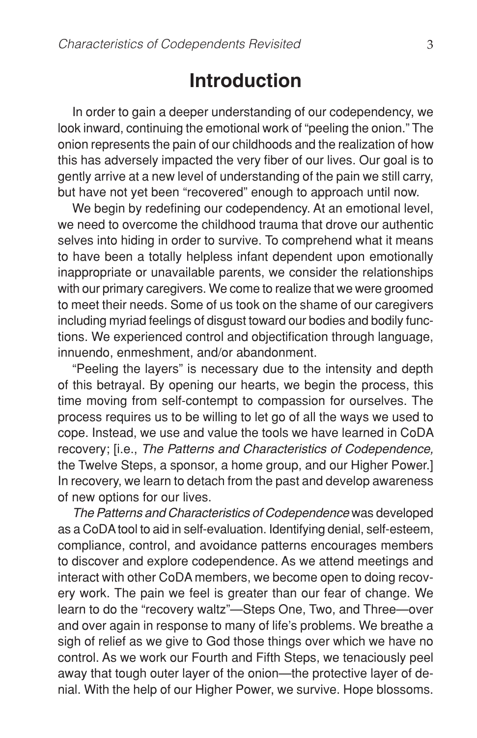# Introduction

In order to gain a deeper understanding of our codependency, we look inward, continuing the emotional work of "peeling the onion." The onion represents the pain of our childhoods and the realization of how this has adversely impacted the very fiber of our lives. Our goal is to gently arrive at a new level of understanding of the pain we still carry, but have not yet been "recovered" enough to approach until now.

We begin by redefining our codependency. At an emotional level, we need to overcome the childhood trauma that drove our authentic selves into hiding in order to survive. To comprehend what it means to have been a totally helpless infant dependent upon emotionally inappropriate or unavailable parents, we consider the relationships with our primary caregivers. We come to realize that we were groomed to meet their needs. Some of us took on the shame of our caregivers including myriad feelings of disgust toward our bodies and bodily functions. We experienced control and objectification through language, innuendo, enmeshment, and/or abandonment.

"Peeling the layers" is necessary due to the intensity and depth of this betrayal. By opening our hearts, we begin the process, this time moving from self-contempt to compassion for ourselves. The process requires us to be willing to let go of all the ways we used to cope. Instead, we use and value the tools we have learned in CoDA recovery; [i.e., *The Patterns and Characteristics of Codependence,* the Twelve Steps, a sponsor, a home group, and our Higher Power.] In recovery, we learn to detach from the past and develop awareness of new options for our lives.

*The Patterns and Characteristics of Codependence* was developed as a CoDA tool to aid in self-evaluation. Identifying denial, self-esteem, compliance, control, and avoidance patterns encourages members to discover and explore codependence. As we attend meetings and interact with other CoDA members, we become open to doing recovery work. The pain we feel is greater than our fear of change. We learn to do the "recovery waltz"—Steps One, Two, and Three—over and over again in response to many of life's problems. We breathe a sigh of relief as we give to God those things over which we have no control. As we work our Fourth and Fifth Steps, we tenaciously peel away that tough outer layer of the onion—the protective layer of denial. With the help of our Higher Power, we survive. Hope blossoms.